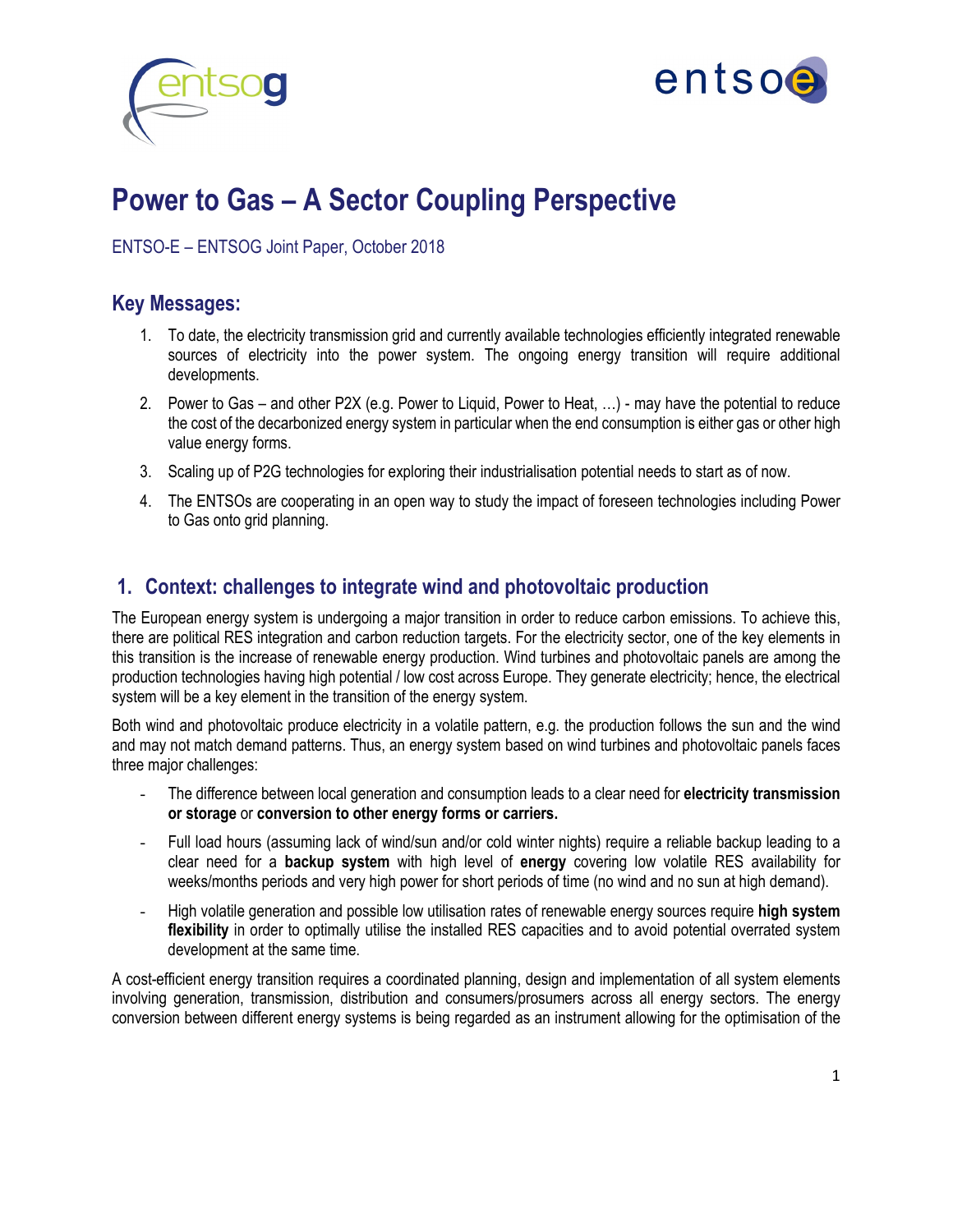# Power to Gas – A Sector Coupling Perspective

ENTSO-E – ENTSOG Joint Paper, October 2018

## Key Messages:

1. To date, the electricity transmission grid and currently available technologies efficiently integrated renewable sources of electricity into the power system. The ongoing energy transition will require additional developments.
2. Power to Gas – and other P2X (e.g. Power to Liquid, Power to Heat, …) - may have the potential to reduce the cost of the decarbonized energy system in particular when the end consumption is either gas or other high value energy forms.
3. Scaling up of P2G technologies for exploring their industrialisation potential needs to start as of now.
4. The ENTSOs are cooperating in an open way to study the impact of foreseen technologies including Power to Gas onto grid planning.

## 1. Context: challenges to integrate wind and photovoltaic production

The European energy system is undergoing a major transition in order to reduce carbon emissions. To achieve this, there are political RES integration and carbon reduction targets. For the electricity sector, one of the key elements in this transition is the increase of renewable energy production. Wind turbines and photovoltaic panels are among the production technologies having high potential / low cost across Europe. They generate electricity; hence, the electrical system will be a key element in the transition of the energy system.

Both wind and photovoltaic produce electricity in a volatile pattern, e.g. the production follows the sun and the wind and may not match demand patterns. Thus, an energy system based on wind turbines and photovoltaic panels faces three major challenges:

- The difference between local generation and consumption leads to a clear need for **electricity transmission or storage** or **conversion to other energy forms or carriers.**
- Full load hours (assuming lack of wind/sun and/or cold winter nights) require a reliable backup leading to a clear need for a **backup system** with high level of **energy** covering low volatile RES availability for weeks/months periods and very high power for short periods of time (no wind and no sun at high demand).
- High volatile generation and possible low utilisation rates of renewable energy sources require **high system flexibility** in order to optimally utilise the installed RES capacities and to avoid potential overrated system development at the same time.

A cost-efficient energy transition requires a coordinated planning, design and implementation of all system elements involving generation, transmission, distribution and consumers/prosumers across all energy sectors. The energy conversion between different energy systems is being regarded as an instrument allowing for the optimisation of the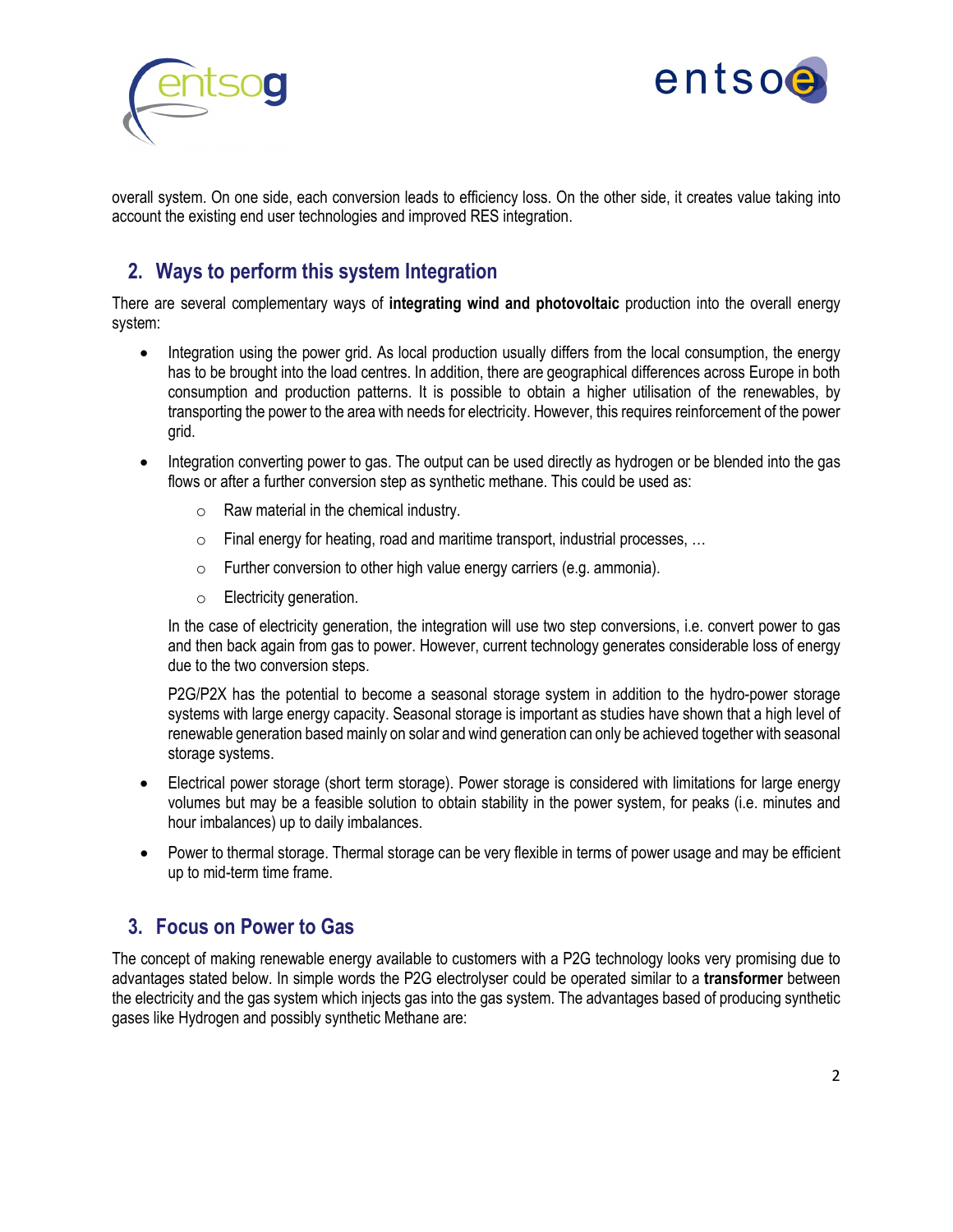overall system. On one side, each conversion leads to efficiency loss. On the other side, it creates value taking into account the existing end user technologies and improved RES integration.

## 2. Ways to perform this system Integration

There are several complementary ways of **integrating wind and photovoltaic** production into the overall energy system:

- Integration using the power grid. As local production usually differs from the local consumption, the energy has to be brought into the load centres. In addition, there are geographical differences across Europe in both consumption and production patterns. It is possible to obtain a higher utilisation of the renewables, by transporting the power to the area with needs for electricity. However, this requires reinforcement of the power grid.
- Integration converting power to gas. The output can be used directly as hydrogen or be blended into the gas flows or after a further conversion step as synthetic methane. This could be used as:
  - Raw material in the chemical industry.
  - Final energy for heating, road and maritime transport, industrial processes, …
  - Further conversion to other high value energy carriers (e.g. ammonia).
  - Electricity generation.

  In the case of electricity generation, the integration will use two step conversions, i.e. convert power to gas and then back again from gas to power. However, current technology generates considerable loss of energy due to the two conversion steps.

  P2G/P2X has the potential to become a seasonal storage system in addition to the hydro-power storage systems with large energy capacity. Seasonal storage is important as studies have shown that a high level of renewable generation based mainly on solar and wind generation can only be achieved together with seasonal storage systems.
- Electrical power storage (short term storage). Power storage is considered with limitations for large energy volumes but may be a feasible solution to obtain stability in the power system, for peaks (i.e. minutes and hour imbalances) up to daily imbalances.
- Power to thermal storage. Thermal storage can be very flexible in terms of power usage and may be efficient up to mid-term time frame.

## 3. Focus on Power to Gas

The concept of making renewable energy available to customers with a P2G technology looks very promising due to advantages stated below. In simple words the P2G electrolyser could be operated similar to a **transformer** between the electricity and the gas system which injects gas into the gas system. The advantages based of producing synthetic gases like Hydrogen and possibly synthetic Methane are: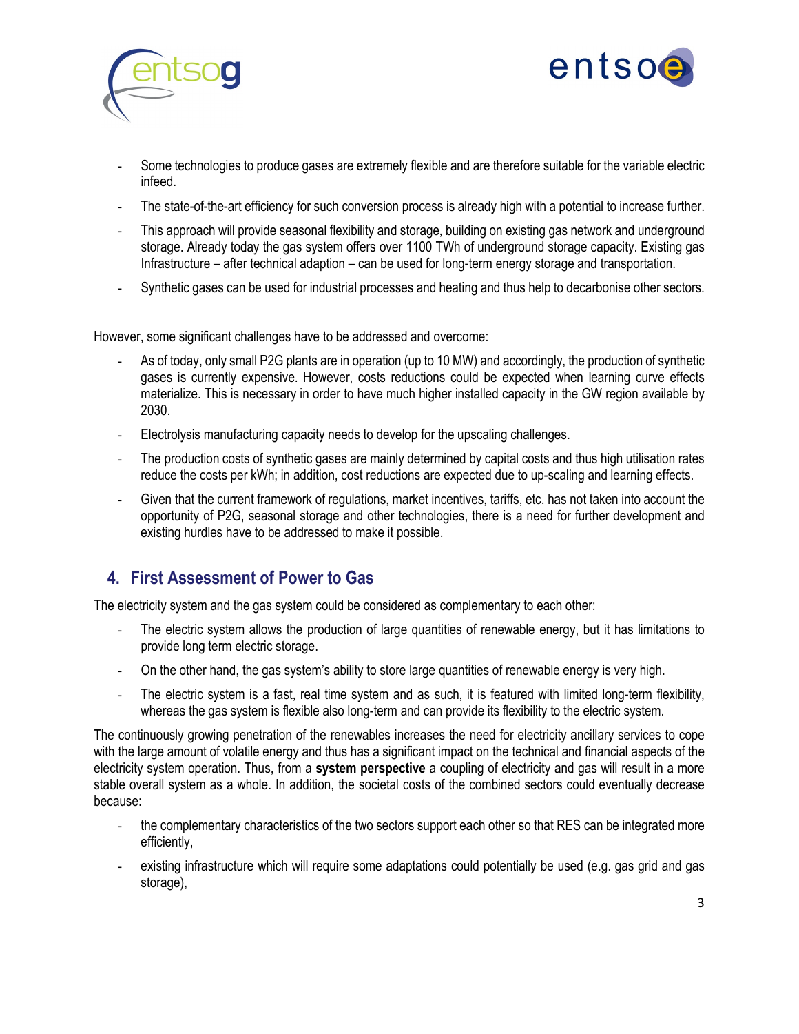- Some technologies to produce gases are extremely flexible and are therefore suitable for the variable electric infeed.
- The state-of-the-art efficiency for such conversion process is already high with a potential to increase further.
- This approach will provide seasonal flexibility and storage, building on existing gas network and underground storage. Already today the gas system offers over 1100 TWh of underground storage capacity. Existing gas Infrastructure – after technical adaption – can be used for long-term energy storage and transportation.
- Synthetic gases can be used for industrial processes and heating and thus help to decarbonise other sectors.

However, some significant challenges have to be addressed and overcome:

- As of today, only small P2G plants are in operation (up to 10 MW) and accordingly, the production of synthetic gases is currently expensive. However, costs reductions could be expected when learning curve effects materialize. This is necessary in order to have much higher installed capacity in the GW region available by 2030.
- Electrolysis manufacturing capacity needs to develop for the upscaling challenges.
- The production costs of synthetic gases are mainly determined by capital costs and thus high utilisation rates reduce the costs per kWh; in addition, cost reductions are expected due to up-scaling and learning effects.
- Given that the current framework of regulations, market incentives, tariffs, etc. has not taken into account the opportunity of P2G, seasonal storage and other technologies, there is a need for further development and existing hurdles have to be addressed to make it possible.

## 4. First Assessment of Power to Gas

The electricity system and the gas system could be considered as complementary to each other:

- The electric system allows the production of large quantities of renewable energy, but it has limitations to provide long term electric storage.
- On the other hand, the gas system's ability to store large quantities of renewable energy is very high.
- The electric system is a fast, real time system and as such, it is featured with limited long-term flexibility, whereas the gas system is flexible also long-term and can provide its flexibility to the electric system.

The continuously growing penetration of the renewables increases the need for electricity ancillary services to cope with the large amount of volatile energy and thus has a significant impact on the technical and financial aspects of the electricity system operation. Thus, from a **system perspective** a coupling of electricity and gas will result in a more stable overall system as a whole. In addition, the societal costs of the combined sectors could eventually decrease because:

- the complementary characteristics of the two sectors support each other so that RES can be integrated more efficiently,
- existing infrastructure which will require some adaptations could potentially be used (e.g. gas grid and gas storage),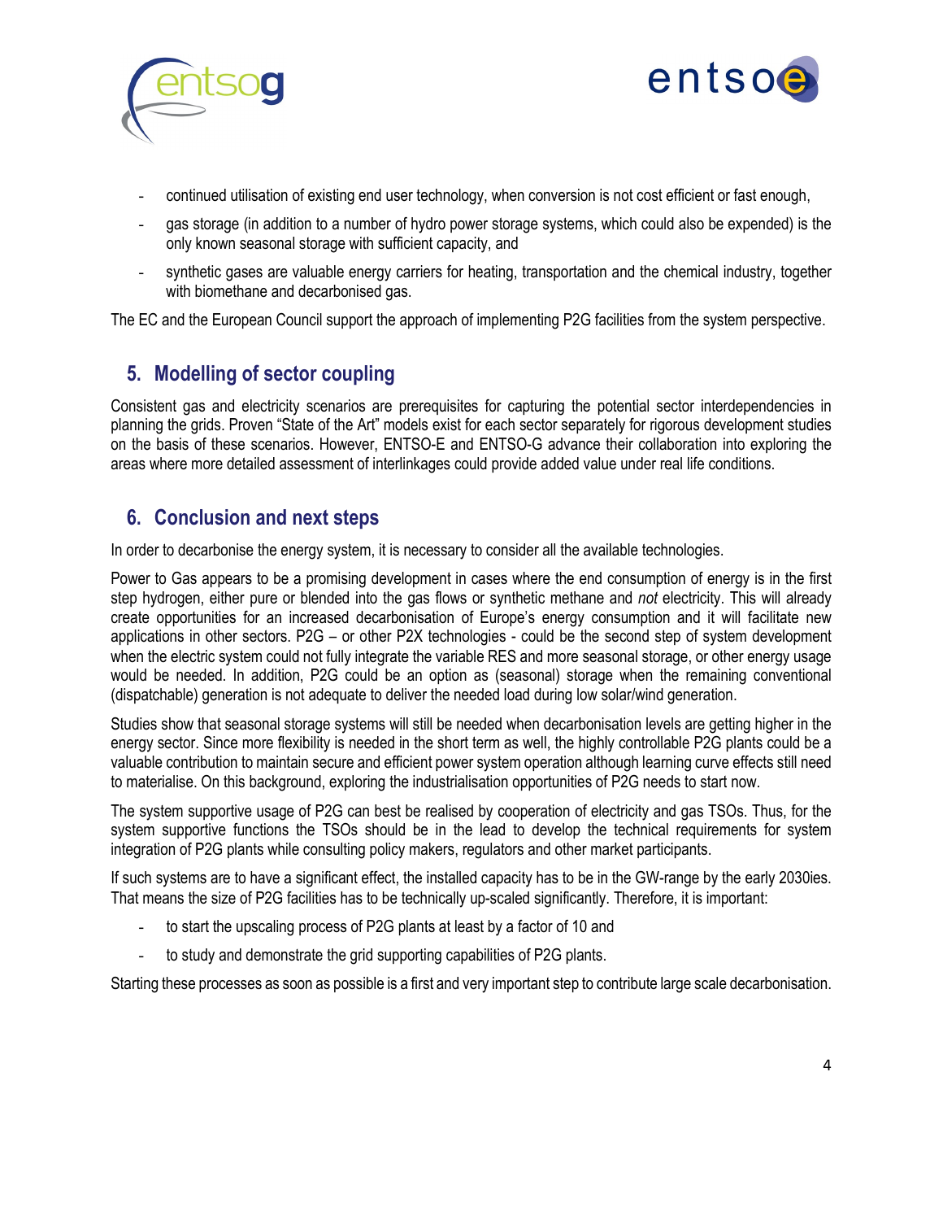- continued utilisation of existing end user technology, when conversion is not cost efficient or fast enough,
- gas storage (in addition to a number of hydro power storage systems, which could also be expended) is the only known seasonal storage with sufficient capacity, and
- synthetic gases are valuable energy carriers for heating, transportation and the chemical industry, together with biomethane and decarbonised gas.

The EC and the European Council support the approach of implementing P2G facilities from the system perspective.

## 5. Modelling of sector coupling

Consistent gas and electricity scenarios are prerequisites for capturing the potential sector interdependencies in planning the grids. Proven "State of the Art" models exist for each sector separately for rigorous development studies on the basis of these scenarios. However, ENTSO-E and ENTSO-G advance their collaboration into exploring the areas where more detailed assessment of interlinkages could provide added value under real life conditions.

## 6. Conclusion and next steps

In order to decarbonise the energy system, it is necessary to consider all the available technologies.

Power to Gas appears to be a promising development in cases where the end consumption of energy is in the first step hydrogen, either pure or blended into the gas flows or synthetic methane and *not* electricity. This will already create opportunities for an increased decarbonisation of Europe's energy consumption and it will facilitate new applications in other sectors. P2G – or other P2X technologies - could be the second step of system development when the electric system could not fully integrate the variable RES and more seasonal storage, or other energy usage would be needed. In addition, P2G could be an option as (seasonal) storage when the remaining conventional (dispatchable) generation is not adequate to deliver the needed load during low solar/wind generation.

Studies show that seasonal storage systems will still be needed when decarbonisation levels are getting higher in the energy sector. Since more flexibility is needed in the short term as well, the highly controllable P2G plants could be a valuable contribution to maintain secure and efficient power system operation although learning curve effects still need to materialise. On this background, exploring the industrialisation opportunities of P2G needs to start now.

The system supportive usage of P2G can best be realised by cooperation of electricity and gas TSOs. Thus, for the system supportive functions the TSOs should be in the lead to develop the technical requirements for system integration of P2G plants while consulting policy makers, regulators and other market participants.

If such systems are to have a significant effect, the installed capacity has to be in the GW-range by the early 2030ies. That means the size of P2G facilities has to be technically up-scaled significantly. Therefore, it is important:

- to start the upscaling process of P2G plants at least by a factor of 10 and
- to study and demonstrate the grid supporting capabilities of P2G plants.

Starting these processes as soon as possible is a first and very important step to contribute large scale decarbonisation.